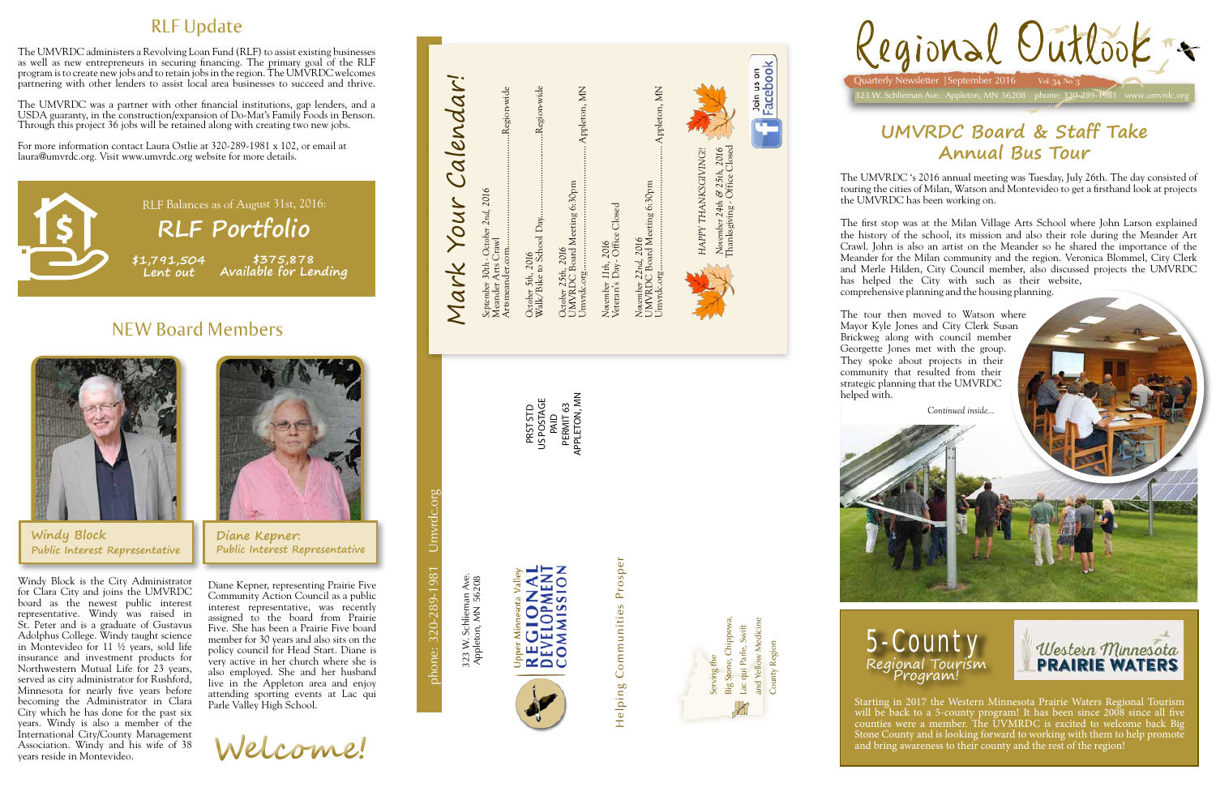## RLF Update

The UMVRDC administers a Revolving Loan Fund (RLF) to assist existing businesses as well as new entrepreneurs in securing financing. The primary goal of the RLF program is to create new jobs and to retain jobs in the region. The UMVRDC welcomes partnering with other lenders to assist local area businesses to succeed and thrive.

The UMVRDC was a partner with other financial institutions, gap lenders, and a USDA guaranty, in the construction/expansion of Do-Mat's Family Foods in Benson. Through this project 36 jobs will be retained along with creating two new jobs.

For more information contact Laura Ostlie at 320-289-1981 x 102, or email at laura@umvrdc.org. Visit www.umvrdc.org website for more details.

RLF Balances as of August 31st, 2016:

**RLF Portfolio**

**$1,791,504** Lent out

**$375,878** Available for Lending

## NEW Board Members

**Windy Block**
**Public Interest Representative**

**Diane Kepner:**
**Public Interest Representative**

Windy Block is the City Administrator for Clara City and joins the UMVRDC board as the newest public interest representative. Windy was raised in St. Peter and is a graduate of Gustavus Adolphus College. Windy taught science in Montevideo for 11 ½ years, sold life insurance and investment products for Northwestern Mutual Life for 23 years, served as city administrator for Rushford, Minnesota for nearly five years before becoming the Administrator in Clara City which he has done for the past six years. Windy is also a member of the International City/County Management Association. Windy and his wife of 38 years reside in Montevideo.

Diane Kepner, representing Prairie Five Community Action Council as a public interest representative, was recently assigned to the board from Prairie Five. She has been a Prairie Five board member for 30 years and also sits on the policy council for Head Start. Diane is also active in her church where she is also employed. She and her husband live in the Appleton area and enjoy attending sporting events at Lac qui Parle Valley High School.

**Welcome!**

## *Mark Your Calendar!*

*September 30th - October 2nd, 2016*
*Meander Arts Crawl*
*Artsmeander.com*..........Region-wide

*October 5th, 2016*
*Walk/Bike to School Day*..........Region-wide

*October 25th, 2016*
*UMVRDC Board Meeting 6:30pm*
*Umvrdc.org*..........Appleton, MN

*November 11th, 2016*
*Veteran's Day - Office Closed*

*November 22nd, 2016*
*UMVRDC Board Meeting 6:30pm*
*Umvrdc.org*..........Appleton, MN

*HAPPY THANKSGIVING!!*
*November 24th & 25th, 2016*
*Thanksgiving - Office Closed*

Join us on Facebook

PRST STD
US POSTAGE
PAID
PERMIT 63
APPLETON, MN

phone: 320-289-1981 Umvrdc.org

323 W. Schlieman Ave.
Appleton, MN 56208

Upper Minnesota Valley
REGIONAL DEVELOPMENT COMMISSION

Helping Communities Prosper

Serving the Big Stone, Chippewa, Lac qui Parle, Swift and Yellow Medicine County Region

# Regional Outlook

Quarterly Newsletter | September 2016 Vol 34 No 3

323 W. Schlieman Ave. Appleton, MN 56208 phone: 320-289-1981 www.umvrdc.org

## UMVRDC Board & Staff Take Annual Bus Tour

The UMVRDC 's 2016 annual meeting was Tuesday, July 26th. The day consisted of touring the cities of Milan, Watson and Montevideo to get a firsthand look at projects the UMVRDC has been working on.

The first stop was at the Milan Village Arts School where John Larson explained the history of the school, its mission and also their role during the Meander Art Crawl. John is also an artist on the Meander so he shared the importance of the Meander for the Milan community and the region. Veronica Blommel, City Clerk and Merle Hilden, City Council member, also discussed projects the UMVRDC has helped the City with such as their website, comprehensive planning and the housing planning.

The tour then moved to Watson where Mayor Kyle Jones and City Clerk Susan Brickweg along with council member Georgette Jones met with the group. They spoke about projects in their community that resulted from their strategic planning that the UMVRDC helped with.

*Continued inside...*

## 5-County Regional Tourism Program!

Western Minnesota PRAIRIE WATERS

Starting in 2017 the Western Minnesota Prairie Waters Regional Tourism will be back to a 5-county program! It has been since 2008 since all five counties were a member. The UVMRDC is excited to welcome back Big Stone County and is looking forward to working with them to help promote and bring awareness to their county and the rest of the region!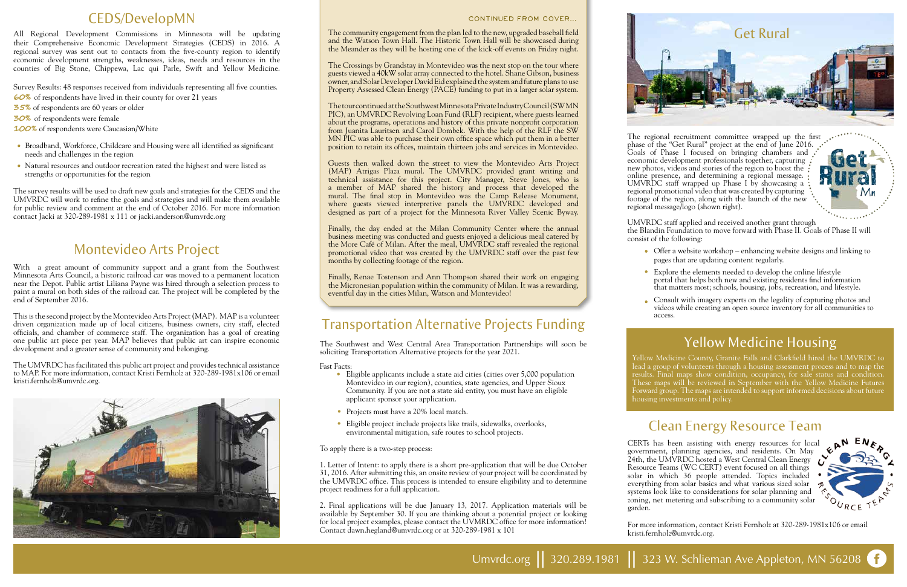## CEDS/DevelopMN

All Regional Development Commissions in Minnesota will be updating their Comprehensive Economic Development Strategies (CEDS) in 2016. A regional survey was sent out to contacts from the five-county region to identify economic development strengths, weaknesses, ideas, needs and resources in the counties of Big Stone, Chippewa, Lac qui Parle, Swift and Yellow Medicine.

Survey Results: 48 responses received from individuals representing all five counties.

**60%** of respondents have lived in their county for over 21 years
**35%** of respondents are 60 years or older
**30%** of respondents were female
**100%** of respondents were Caucasian/White

- Broadband, Workforce, Childcare and Housing were all identified as significant needs and challenges in the region
- Natural resources and outdoor recreation rated the highest and were listed as strengths or opportunities for the region

The survey results will be used to draft new goals and strategies for the CEDS and the UMVRDC will work to refine the goals and strategies and will make them available for public review and comment at the end of October 2016. For more information contact Jacki at 320-289-1981 x 111 or jacki.anderson@umvrdc.org

## Montevideo Arts Project

With a great amount of community support and a grant from the Southwest Minnesota Arts Council, a historic railroad car was moved to a permanent location near the Depot. Public artist Liliana Payne was hired through a selection process to paint a mural on both sides of the railroad car. The project will be completed by the end of September 2016.

This is the second project by the Montevideo Arts Project (MAP). MAP is a volunteer driven organization made up of local citizens, business owners, city staff, elected officials, and chamber of commerce staff. The organization has a goal of creating one public art piece per year. MAP believes that public art can inspire economic development and a greater sense of community and belonging.

The UMVRDC has facilitated this public art project and provides technical assistance to MAP. For more information, contact Kristi Fernholz at 320-289-1981x106 or email kristi.fernholz@umvrdc.org.

CONTINUED FROM COVER...

The community engagement from the plan led to the new, upgraded baseball field and the Watson Town Hall. The Historic Town Hall will be showcased during the Meander as they will be hosting one of the kick-off events on Friday night.

The Crossings by Grandstay in Montevideo was the next stop on the tour where guests viewed a 40kW solar array connected to the hotel. Shane Gibson, business owner, and Solar Developer David Eid explained the system and future plans to use Property Assessed Clean Energy (PACE) funding to put in a larger solar system.

The tour continued at the Southwest Minnesota Private Industry Council (SW MN PIC), an UMVRDC Revolving Loan Fund (RLF) recipient, where guests learned about the programs, operations and history of this private nonprofit corporation from Juanita Lauritsen and Carol Dombek. With the help of the RLF the SW MN PIC was able to purchase their own office space which put them in a better position to retain its offices, maintain thirteen jobs and services in Montevideo.

Guests then walked down the street to view the Montevideo Arts Project (MAP) Artigas Plaza mural. The UMVRDC provided grant writing and technical assistance for this project. City Manager, Steve Jones, who is a member of MAP shared the history and process that developed the mural. The final stop in Montevideo was the Camp Release Monument, where guests viewed interpretive panels the UMVRDC developed and designed as part of a project for the Minnesota River Valley Scenic Byway.

Finally, the day ended at the Milan Community Center where the annual business meeting was conducted and guests enjoyed a delicious meal catered by the More Café of Milan. After the meal, UMVRDC staff revealed the regional promotional video that was created by the UMVRDC staff over the past few months by collecting footage of the region.

Finally, Renae Tostenson and Ann Thompson shared their work on engaging the Micronesian population within the community of Milan. It was a rewarding, eventful day in the cities Milan, Watson and Montevideo!

## Transportation Alternative Projects Funding

The Southwest and West Central Area Transportation Partnerships will soon be soliciting Transportation Alternative projects for the year 2021.

Fast Facts:

- Eligible applicants include a state aid cities (cities over 5,000 population Montevideo in our region), counties, state agencies, and Upper Sioux Community. If you are not a state aid entity, you must have an eligible applicant sponsor your application.
- Projects must have a 20% local match.
- Eligible project include projects like trails, sidewalks, overlooks, environmental mitigation, safe routes to school projects.

To apply there is a two-step process:

1. Letter of Intent: to apply there is a short pre-application that will be due October 31, 2016. After submitting this, an onsite review of your project will be coordinated by the UMVRDC office. This process is intended to ensure eligibility and to determine project readiness for a full application.

2. Final applications will be due January 13, 2017. Application materials will be available by September 30. If you are thinking about a potential project or looking for local project examples, please contact the UVMRDC office for more information! Contact dawn.hegland@umvrdc.org or at 320-289-1981 x 101

## Get Rural

The regional recruitment committee wrapped up the first phase of the "Get Rural" project at the end of June 2016. Goals of Phase I focused on bringing chambers and economic development professionals together, capturing new photos, videos and stories of the region to boost the online presence, and determining a regional message. UMVRDC staff wrapped up Phase I by showcasing a regional promotional video that was created by capturing footage of the region, along with the launch of the new regional message/logo (shown right).

UMVRDC staff applied and received another grant through the Blandin Foundation to move forward with Phase II. Goals of Phase II will consist of the following:

- Offer a website workshop – enhancing website designs and linking to pages that are updating content regularly.
- Explore the elements needed to develop the online lifestyle portal that helps both new and existing residents find information that matters most; schools, housing, jobs, recreation, and lifestyle.
- Consult with imagery experts on the legality of capturing photos and videos while creating an open source inventory for all communities to access.

## Yellow Medicine Housing

Yellow Medicine County, Granite Falls and Clarkfield hired the UMVRDC to lead a group of volunteers through a housing assessment process and to map the results. Final maps show condition, occupancy, for sale status and condition. These maps will be reviewed in September with the Yellow Medicine Futures Forward group. The maps are intended to support informed decisions about future housing investments and policy.

## Clean Energy Resource Team

CERTs has been assisting with energy resources for local government, planning agencies, and residents. On May 24th, the UMVRDC hosted a West Central Clean Energy Resource Teams (WC CERT) event focused on all things solar in which 36 people attended. Topics included everything from solar basics and what various sized solar systems look like to considerations for solar planning and zoning, net metering and subscribing to a community solar garden.

For more information, contact Kristi Fernholz at 320-289-1981x106 or email kristi.fernholz@umvrdc.org.

Umvrdc.org || 320.289.1981 || 323 W. Schlieman Ave Appleton, MN 56208